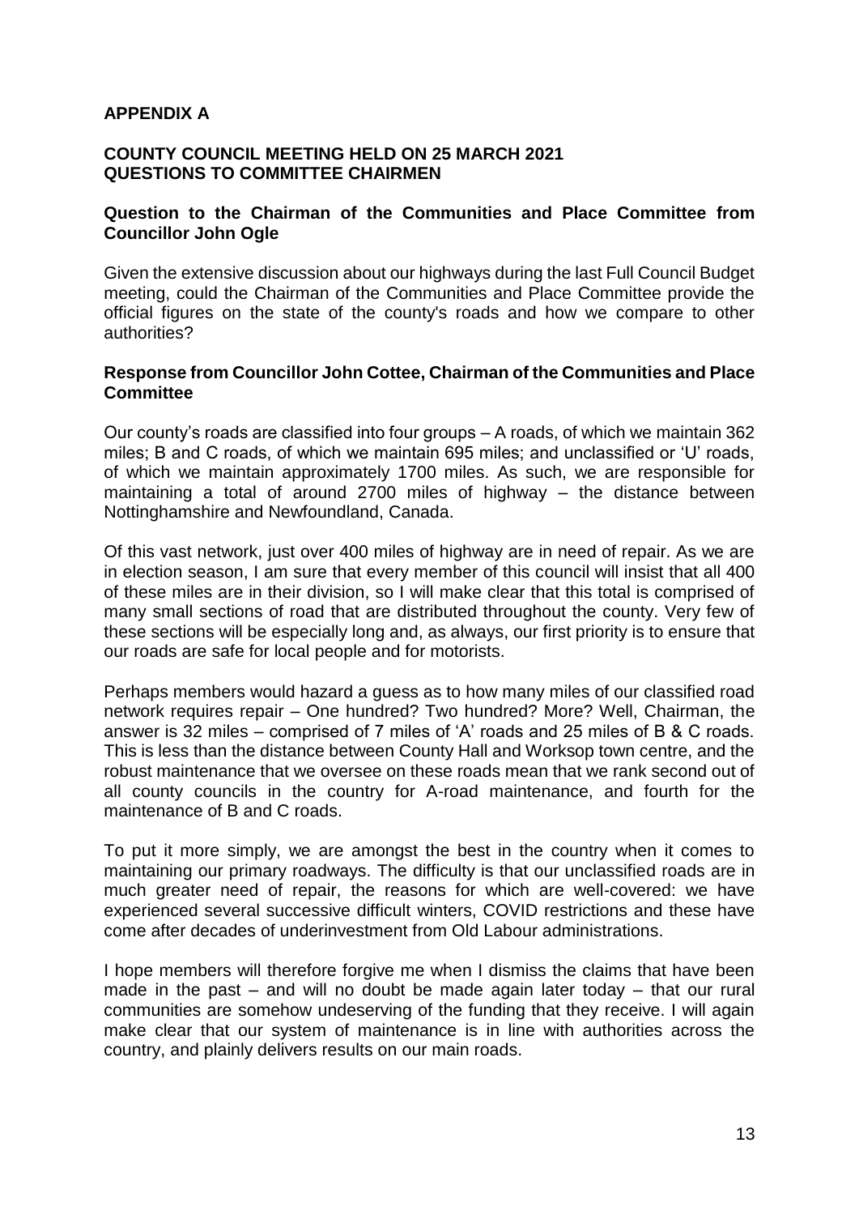# APPENDIX A

## COUNTY COUNCIL MEETING HELD ON 25 MARCH 2021 QUESTIONS TO COMMITTEE CHAIRMEN

### Question to the Chairman of the Communities and Place Committee from Councillor John Ogle

Given the extensive discussion about our highways during the last Full Council Budget meeting, could the Chairman of the Communities and Place Committee provide the official figures on the state of the county's roads and how we compare to other authorities?

### Response from Councillor John Cottee, Chairman of the Communities and Place Committee

Our county's roads are classified into four groups – A roads, of which we maintain 362 miles; B and C roads, of which we maintain 695 miles; and unclassified or 'U' roads, of which we maintain approximately 1700 miles. As such, we are responsible for maintaining a total of around 2700 miles of highway – the distance between Nottinghamshire and Newfoundland, Canada.

Of this vast network, just over 400 miles of highway are in need of repair. As we are in election season, I am sure that every member of this council will insist that all 400 of these miles are in their division, so I will make clear that this total is comprised of many small sections of road that are distributed throughout the county. Very few of these sections will be especially long and, as always, our first priority is to ensure that our roads are safe for local people and for motorists.

Perhaps members would hazard a guess as to how many miles of our classified road network requires repair – One hundred? Two hundred? More? Well, Chairman, the answer is 32 miles – comprised of 7 miles of 'A' roads and 25 miles of B & C roads. This is less than the distance between County Hall and Worksop town centre, and the robust maintenance that we oversee on these roads mean that we rank second out of all county councils in the country for A-road maintenance, and fourth for the maintenance of B and C roads.

To put it more simply, we are amongst the best in the country when it comes to maintaining our primary roadways. The difficulty is that our unclassified roads are in much greater need of repair, the reasons for which are well-covered: we have experienced several successive difficult winters, COVID restrictions and these have come after decades of underinvestment from Old Labour administrations.

I hope members will therefore forgive me when I dismiss the claims that have been made in the past – and will no doubt be made again later today – that our rural communities are somehow undeserving of the funding that they receive. I will again make clear that our system of maintenance is in line with authorities across the country, and plainly delivers results on our main roads.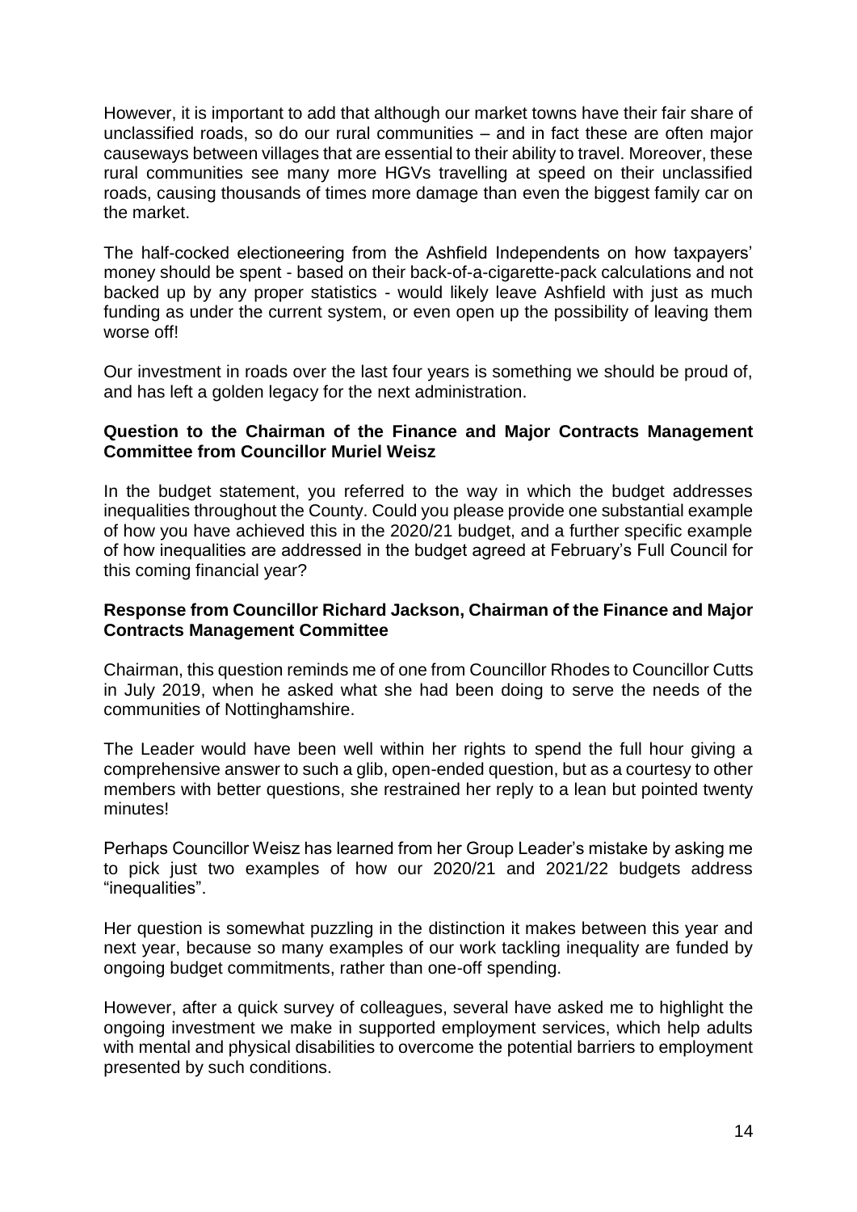However, it is important to add that although our market towns have their fair share of unclassified roads, so do our rural communities – and in fact these are often major causeways between villages that are essential to their ability to travel. Moreover, these rural communities see many more HGVs travelling at speed on their unclassified roads, causing thousands of times more damage than even the biggest family car on the market.

The half-cocked electioneering from the Ashfield Independents on how taxpayers' money should be spent - based on their back-of-a-cigarette-pack calculations and not backed up by any proper statistics - would likely leave Ashfield with just as much funding as under the current system, or even open up the possibility of leaving them worse off!

Our investment in roads over the last four years is something we should be proud of, and has left a golden legacy for the next administration.

**Question to the Chairman of the Finance and Major Contracts Management Committee from Councillor Muriel Weisz**

In the budget statement, you referred to the way in which the budget addresses inequalities throughout the County. Could you please provide one substantial example of how you have achieved this in the 2020/21 budget, and a further specific example of how inequalities are addressed in the budget agreed at February's Full Council for this coming financial year?

**Response from Councillor Richard Jackson, Chairman of the Finance and Major Contracts Management Committee**

Chairman, this question reminds me of one from Councillor Rhodes to Councillor Cutts in July 2019, when he asked what she had been doing to serve the needs of the communities of Nottinghamshire.

The Leader would have been well within her rights to spend the full hour giving a comprehensive answer to such a glib, open-ended question, but as a courtesy to other members with better questions, she restrained her reply to a lean but pointed twenty minutes!

Perhaps Councillor Weisz has learned from her Group Leader's mistake by asking me to pick just two examples of how our 2020/21 and 2021/22 budgets address "inequalities".

Her question is somewhat puzzling in the distinction it makes between this year and next year, because so many examples of our work tackling inequality are funded by ongoing budget commitments, rather than one-off spending.

However, after a quick survey of colleagues, several have asked me to highlight the ongoing investment we make in supported employment services, which help adults with mental and physical disabilities to overcome the potential barriers to employment presented by such conditions.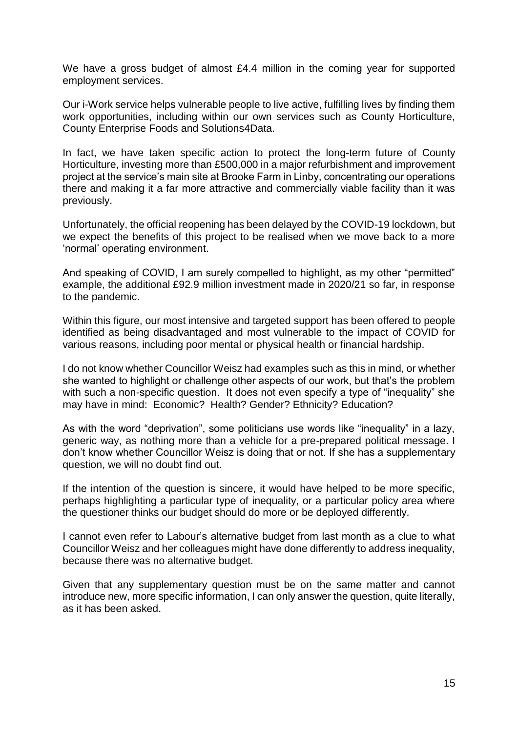We have a gross budget of almost £4.4 million in the coming year for supported employment services.

Our i-Work service helps vulnerable people to live active, fulfilling lives by finding them work opportunities, including within our own services such as County Horticulture, County Enterprise Foods and Solutions4Data.

In fact, we have taken specific action to protect the long-term future of County Horticulture, investing more than £500,000 in a major refurbishment and improvement project at the service's main site at Brooke Farm in Linby, concentrating our operations there and making it a far more attractive and commercially viable facility than it was previously.

Unfortunately, the official reopening has been delayed by the COVID-19 lockdown, but we expect the benefits of this project to be realised when we move back to a more 'normal' operating environment.

And speaking of COVID, I am surely compelled to highlight, as my other "permitted" example, the additional £92.9 million investment made in 2020/21 so far, in response to the pandemic.

Within this figure, our most intensive and targeted support has been offered to people identified as being disadvantaged and most vulnerable to the impact of COVID for various reasons, including poor mental or physical health or financial hardship.

I do not know whether Councillor Weisz had examples such as this in mind, or whether she wanted to highlight or challenge other aspects of our work, but that's the problem with such a non-specific question. It does not even specify a type of "inequality" she may have in mind: Economic? Health? Gender? Ethnicity? Education?

As with the word "deprivation", some politicians use words like "inequality" in a lazy, generic way, as nothing more than a vehicle for a pre-prepared political message. I don't know whether Councillor Weisz is doing that or not. If she has a supplementary question, we will no doubt find out.

If the intention of the question is sincere, it would have helped to be more specific, perhaps highlighting a particular type of inequality, or a particular policy area where the questioner thinks our budget should do more or be deployed differently.

I cannot even refer to Labour's alternative budget from last month as a clue to what Councillor Weisz and her colleagues might have done differently to address inequality, because there was no alternative budget.

Given that any supplementary question must be on the same matter and cannot introduce new, more specific information, I can only answer the question, quite literally, as it has been asked.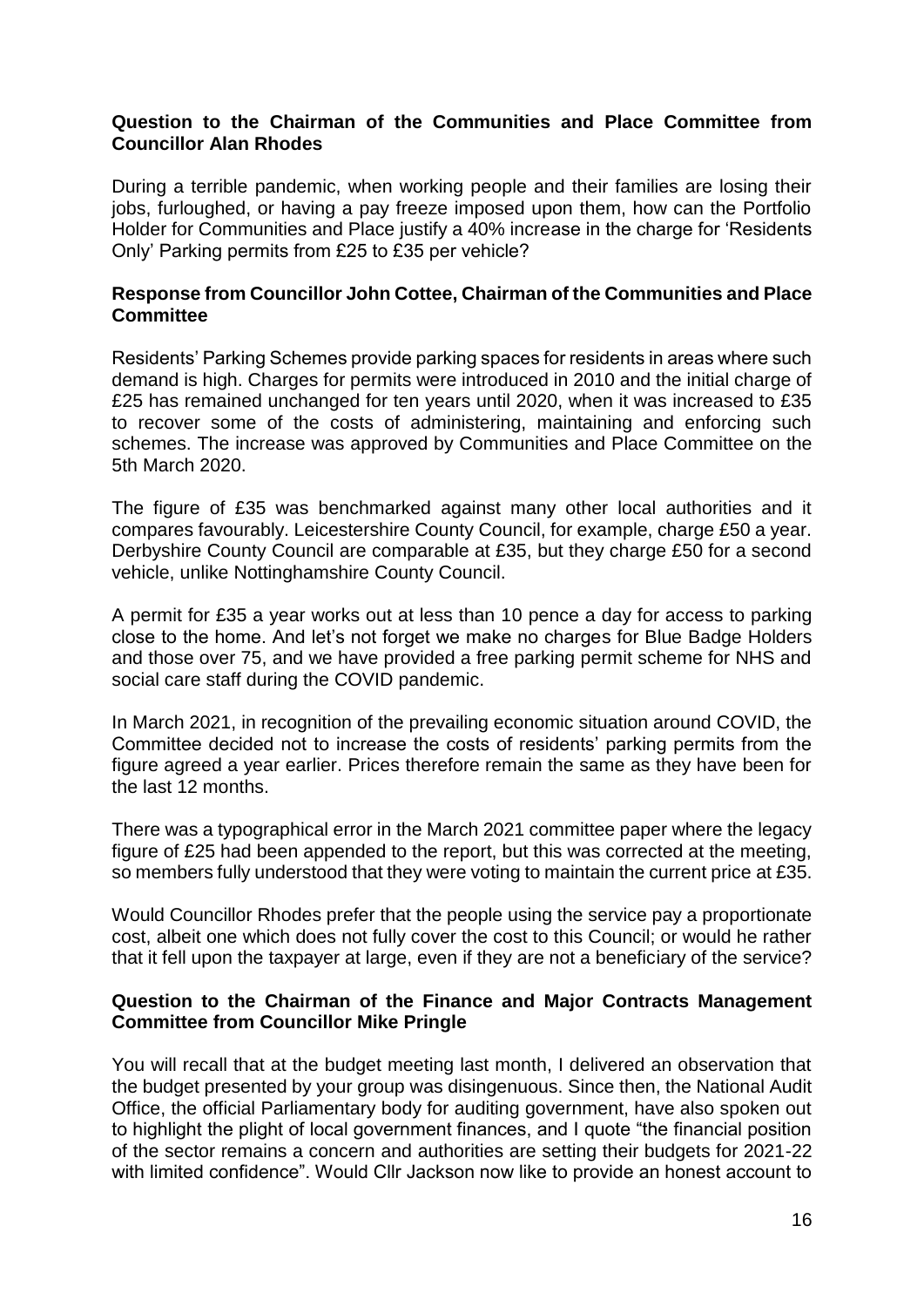**Question to the Chairman of the Communities and Place Committee from Councillor Alan Rhodes**

During a terrible pandemic, when working people and their families are losing their jobs, furloughed, or having a pay freeze imposed upon them, how can the Portfolio Holder for Communities and Place justify a 40% increase in the charge for 'Residents Only' Parking permits from £25 to £35 per vehicle?

**Response from Councillor John Cottee, Chairman of the Communities and Place Committee**

Residents' Parking Schemes provide parking spaces for residents in areas where such demand is high. Charges for permits were introduced in 2010 and the initial charge of £25 has remained unchanged for ten years until 2020, when it was increased to £35 to recover some of the costs of administering, maintaining and enforcing such schemes. The increase was approved by Communities and Place Committee on the 5th March 2020.

The figure of £35 was benchmarked against many other local authorities and it compares favourably. Leicestershire County Council, for example, charge £50 a year. Derbyshire County Council are comparable at £35, but they charge £50 for a second vehicle, unlike Nottinghamshire County Council.

A permit for £35 a year works out at less than 10 pence a day for access to parking close to the home. And let's not forget we make no charges for Blue Badge Holders and those over 75, and we have provided a free parking permit scheme for NHS and social care staff during the COVID pandemic.

In March 2021, in recognition of the prevailing economic situation around COVID, the Committee decided not to increase the costs of residents' parking permits from the figure agreed a year earlier. Prices therefore remain the same as they have been for the last 12 months.

There was a typographical error in the March 2021 committee paper where the legacy figure of £25 had been appended to the report, but this was corrected at the meeting, so members fully understood that they were voting to maintain the current price at £35.

Would Councillor Rhodes prefer that the people using the service pay a proportionate cost, albeit one which does not fully cover the cost to this Council; or would he rather that it fell upon the taxpayer at large, even if they are not a beneficiary of the service?

**Question to the Chairman of the Finance and Major Contracts Management Committee from Councillor Mike Pringle**

You will recall that at the budget meeting last month, I delivered an observation that the budget presented by your group was disingenuous. Since then, the National Audit Office, the official Parliamentary body for auditing government, have also spoken out to highlight the plight of local government finances, and I quote "the financial position of the sector remains a concern and authorities are setting their budgets for 2021-22 with limited confidence". Would Cllr Jackson now like to provide an honest account to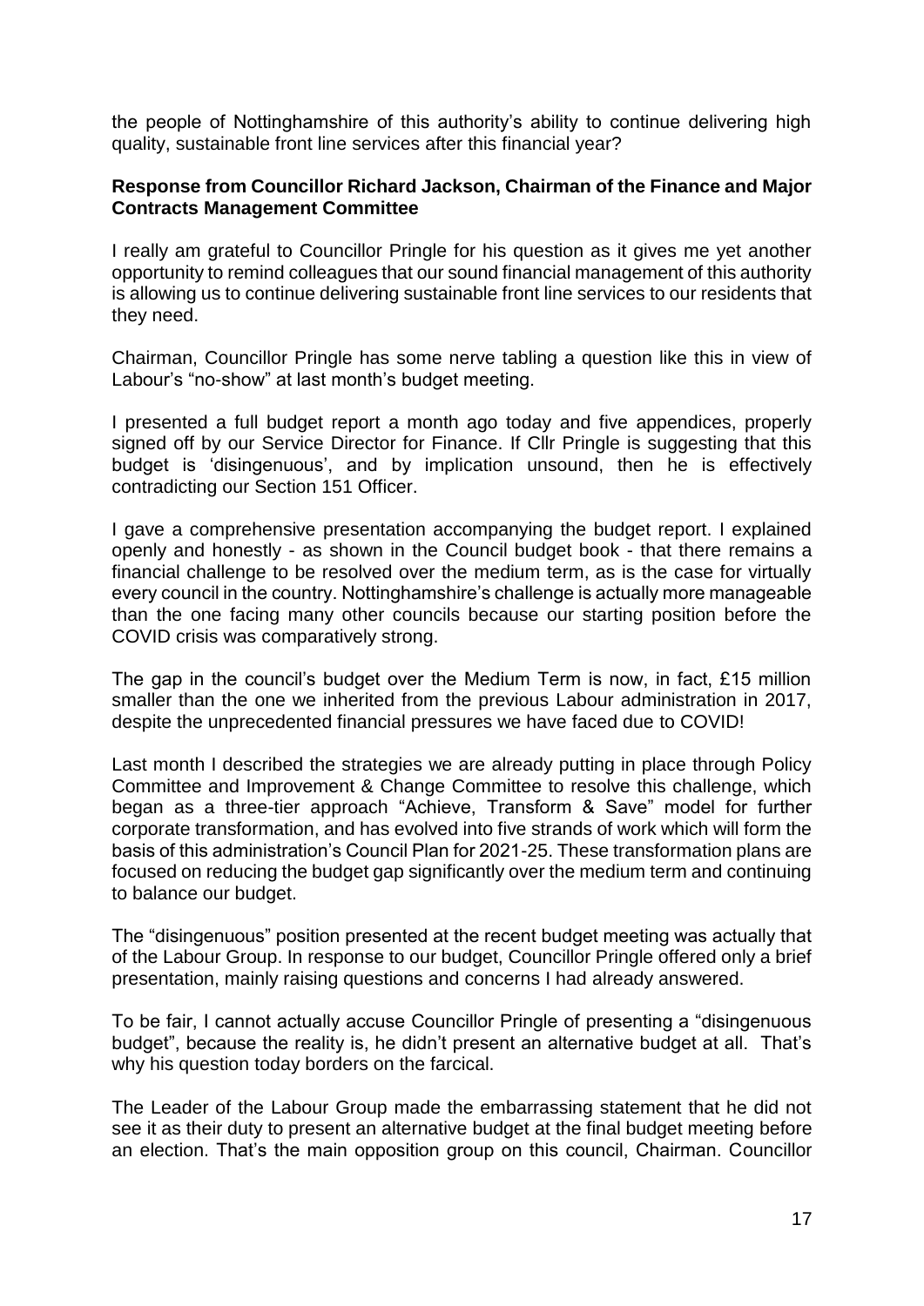the people of Nottinghamshire of this authority's ability to continue delivering high quality, sustainable front line services after this financial year?

**Response from Councillor Richard Jackson, Chairman of the Finance and Major Contracts Management Committee**

I really am grateful to Councillor Pringle for his question as it gives me yet another opportunity to remind colleagues that our sound financial management of this authority is allowing us to continue delivering sustainable front line services to our residents that they need.

Chairman, Councillor Pringle has some nerve tabling a question like this in view of Labour's "no-show" at last month's budget meeting.

I presented a full budget report a month ago today and five appendices, properly signed off by our Service Director for Finance. If Cllr Pringle is suggesting that this budget is 'disingenuous', and by implication unsound, then he is effectively contradicting our Section 151 Officer.

I gave a comprehensive presentation accompanying the budget report. I explained openly and honestly - as shown in the Council budget book - that there remains a financial challenge to be resolved over the medium term, as is the case for virtually every council in the country. Nottinghamshire's challenge is actually more manageable than the one facing many other councils because our starting position before the COVID crisis was comparatively strong.

The gap in the council's budget over the Medium Term is now, in fact, £15 million smaller than the one we inherited from the previous Labour administration in 2017, despite the unprecedented financial pressures we have faced due to COVID!

Last month I described the strategies we are already putting in place through Policy Committee and Improvement & Change Committee to resolve this challenge, which began as a three-tier approach "Achieve, Transform & Save" model for further corporate transformation, and has evolved into five strands of work which will form the basis of this administration's Council Plan for 2021-25. These transformation plans are focused on reducing the budget gap significantly over the medium term and continuing to balance our budget.

The "disingenuous" position presented at the recent budget meeting was actually that of the Labour Group. In response to our budget, Councillor Pringle offered only a brief presentation, mainly raising questions and concerns I had already answered.

To be fair, I cannot actually accuse Councillor Pringle of presenting a "disingenuous budget", because the reality is, he didn't present an alternative budget at all. That's why his question today borders on the farcical.

The Leader of the Labour Group made the embarrassing statement that he did not see it as their duty to present an alternative budget at the final budget meeting before an election. That's the main opposition group on this council, Chairman. Councillor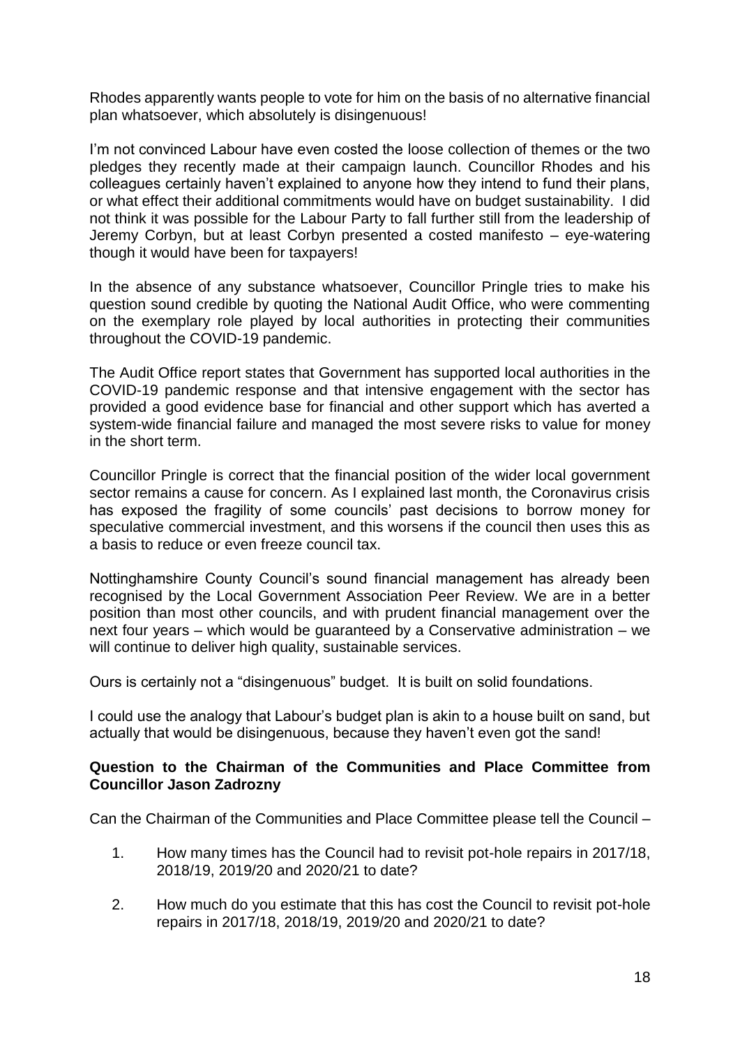Rhodes apparently wants people to vote for him on the basis of no alternative financial plan whatsoever, which absolutely is disingenuous!

I'm not convinced Labour have even costed the loose collection of themes or the two pledges they recently made at their campaign launch. Councillor Rhodes and his colleagues certainly haven't explained to anyone how they intend to fund their plans, or what effect their additional commitments would have on budget sustainability. I did not think it was possible for the Labour Party to fall further still from the leadership of Jeremy Corbyn, but at least Corbyn presented a costed manifesto – eye-watering though it would have been for taxpayers!

In the absence of any substance whatsoever, Councillor Pringle tries to make his question sound credible by quoting the National Audit Office, who were commenting on the exemplary role played by local authorities in protecting their communities throughout the COVID-19 pandemic.

The Audit Office report states that Government has supported local authorities in the COVID-19 pandemic response and that intensive engagement with the sector has provided a good evidence base for financial and other support which has averted a system-wide financial failure and managed the most severe risks to value for money in the short term.

Councillor Pringle is correct that the financial position of the wider local government sector remains a cause for concern. As I explained last month, the Coronavirus crisis has exposed the fragility of some councils' past decisions to borrow money for speculative commercial investment, and this worsens if the council then uses this as a basis to reduce or even freeze council tax.

Nottinghamshire County Council's sound financial management has already been recognised by the Local Government Association Peer Review. We are in a better position than most other councils, and with prudent financial management over the next four years – which would be guaranteed by a Conservative administration – we will continue to deliver high quality, sustainable services.

Ours is certainly not a "disingenuous" budget. It is built on solid foundations.

I could use the analogy that Labour's budget plan is akin to a house built on sand, but actually that would be disingenuous, because they haven't even got the sand!

**Question to the Chairman of the Communities and Place Committee from Councillor Jason Zadrozny**

Can the Chairman of the Communities and Place Committee please tell the Council –

1. How many times has the Council had to revisit pot-hole repairs in 2017/18, 2018/19, 2019/20 and 2020/21 to date?

2. How much do you estimate that this has cost the Council to revisit pot-hole repairs in 2017/18, 2018/19, 2019/20 and 2020/21 to date?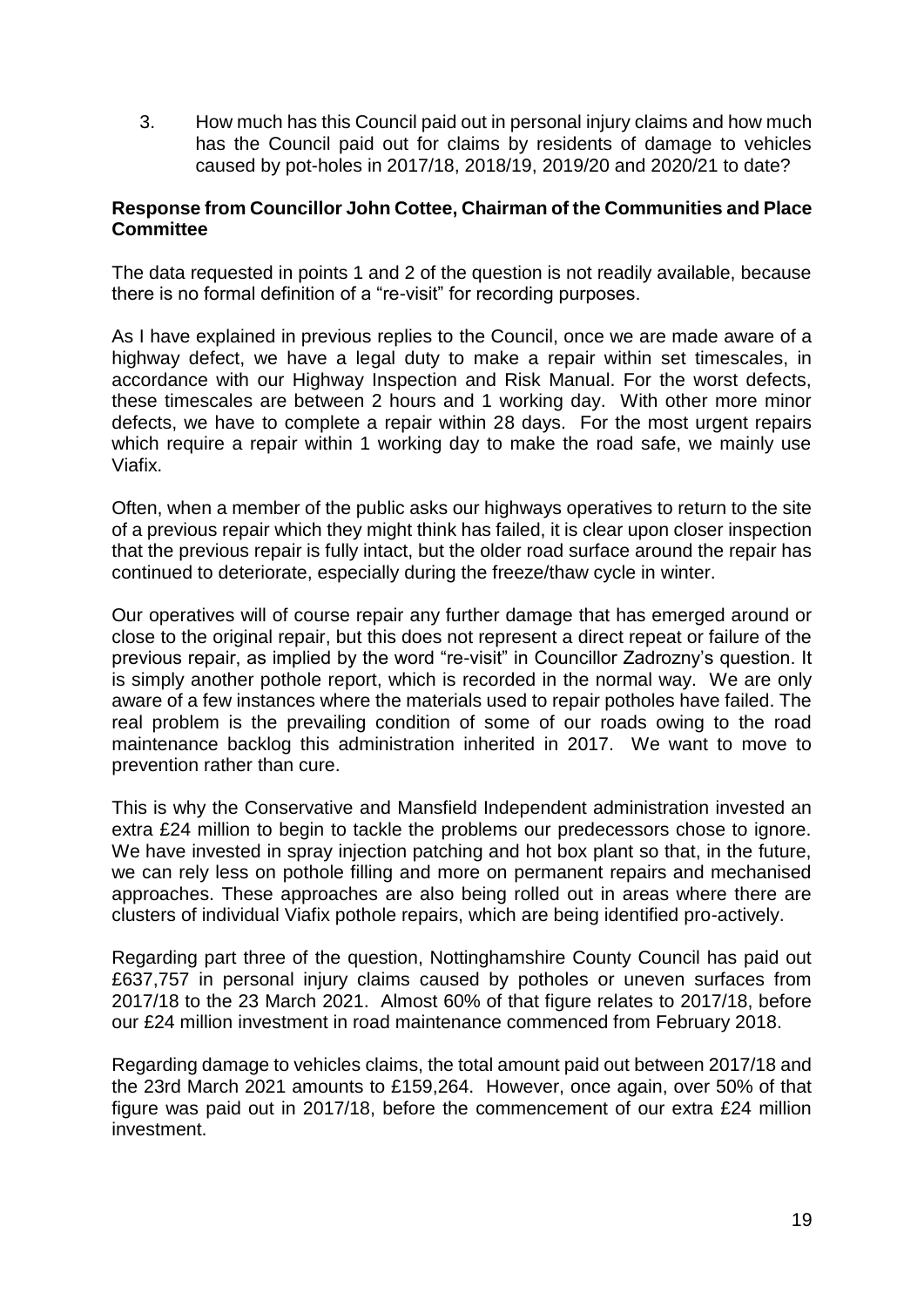3. How much has this Council paid out in personal injury claims and how much has the Council paid out for claims by residents of damage to vehicles caused by pot-holes in 2017/18, 2018/19, 2019/20 and 2020/21 to date?

**Response from Councillor John Cottee, Chairman of the Communities and Place Committee**

The data requested in points 1 and 2 of the question is not readily available, because there is no formal definition of a "re-visit" for recording purposes.

As I have explained in previous replies to the Council, once we are made aware of a highway defect, we have a legal duty to make a repair within set timescales, in accordance with our Highway Inspection and Risk Manual. For the worst defects, these timescales are between 2 hours and 1 working day. With other more minor defects, we have to complete a repair within 28 days. For the most urgent repairs which require a repair within 1 working day to make the road safe, we mainly use Viafix.

Often, when a member of the public asks our highways operatives to return to the site of a previous repair which they might think has failed, it is clear upon closer inspection that the previous repair is fully intact, but the older road surface around the repair has continued to deteriorate, especially during the freeze/thaw cycle in winter.

Our operatives will of course repair any further damage that has emerged around or close to the original repair, but this does not represent a direct repeat or failure of the previous repair, as implied by the word "re-visit" in Councillor Zadrozny's question. It is simply another pothole report, which is recorded in the normal way. We are only aware of a few instances where the materials used to repair potholes have failed. The real problem is the prevailing condition of some of our roads owing to the road maintenance backlog this administration inherited in 2017. We want to move to prevention rather than cure.

This is why the Conservative and Mansfield Independent administration invested an extra £24 million to begin to tackle the problems our predecessors chose to ignore. We have invested in spray injection patching and hot box plant so that, in the future, we can rely less on pothole filling and more on permanent repairs and mechanised approaches. These approaches are also being rolled out in areas where there are clusters of individual Viafix pothole repairs, which are being identified pro-actively.

Regarding part three of the question, Nottinghamshire County Council has paid out £637,757 in personal injury claims caused by potholes or uneven surfaces from 2017/18 to the 23 March 2021. Almost 60% of that figure relates to 2017/18, before our £24 million investment in road maintenance commenced from February 2018.

Regarding damage to vehicles claims, the total amount paid out between 2017/18 and the 23rd March 2021 amounts to £159,264. However, once again, over 50% of that figure was paid out in 2017/18, before the commencement of our extra £24 million investment.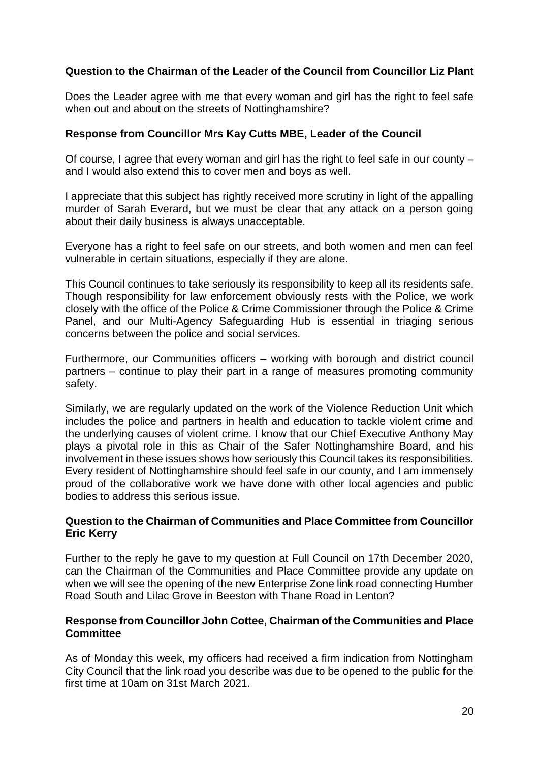**Question to the Chairman of the Leader of the Council from Councillor Liz Plant**

Does the Leader agree with me that every woman and girl has the right to feel safe when out and about on the streets of Nottinghamshire?

**Response from Councillor Mrs Kay Cutts MBE, Leader of the Council**

Of course, I agree that every woman and girl has the right to feel safe in our county – and I would also extend this to cover men and boys as well.

I appreciate that this subject has rightly received more scrutiny in light of the appalling murder of Sarah Everard, but we must be clear that any attack on a person going about their daily business is always unacceptable.

Everyone has a right to feel safe on our streets, and both women and men can feel vulnerable in certain situations, especially if they are alone.

This Council continues to take seriously its responsibility to keep all its residents safe. Though responsibility for law enforcement obviously rests with the Police, we work closely with the office of the Police & Crime Commissioner through the Police & Crime Panel, and our Multi-Agency Safeguarding Hub is essential in triaging serious concerns between the police and social services.

Furthermore, our Communities officers – working with borough and district council partners – continue to play their part in a range of measures promoting community safety.

Similarly, we are regularly updated on the work of the Violence Reduction Unit which includes the police and partners in health and education to tackle violent crime and the underlying causes of violent crime. I know that our Chief Executive Anthony May plays a pivotal role in this as Chair of the Safer Nottinghamshire Board, and his involvement in these issues shows how seriously this Council takes its responsibilities. Every resident of Nottinghamshire should feel safe in our county, and I am immensely proud of the collaborative work we have done with other local agencies and public bodies to address this serious issue.

**Question to the Chairman of Communities and Place Committee from Councillor Eric Kerry**

Further to the reply he gave to my question at Full Council on 17th December 2020, can the Chairman of the Communities and Place Committee provide any update on when we will see the opening of the new Enterprise Zone link road connecting Humber Road South and Lilac Grove in Beeston with Thane Road in Lenton?

**Response from Councillor John Cottee, Chairman of the Communities and Place Committee**

As of Monday this week, my officers had received a firm indication from Nottingham City Council that the link road you describe was due to be opened to the public for the first time at 10am on 31st March 2021.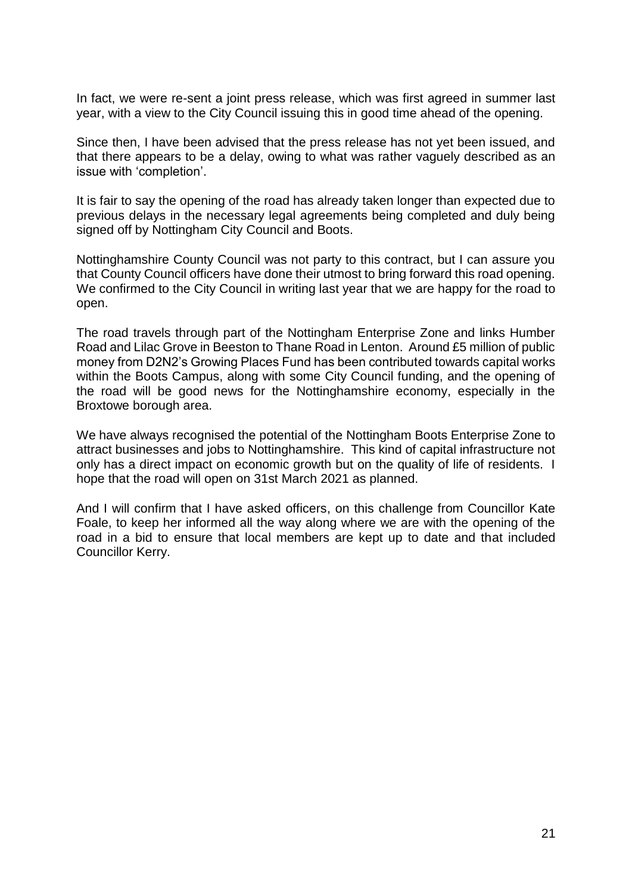In fact, we were re-sent a joint press release, which was first agreed in summer last year, with a view to the City Council issuing this in good time ahead of the opening.

Since then, I have been advised that the press release has not yet been issued, and that there appears to be a delay, owing to what was rather vaguely described as an issue with 'completion'.

It is fair to say the opening of the road has already taken longer than expected due to previous delays in the necessary legal agreements being completed and duly being signed off by Nottingham City Council and Boots.

Nottinghamshire County Council was not party to this contract, but I can assure you that County Council officers have done their utmost to bring forward this road opening. We confirmed to the City Council in writing last year that we are happy for the road to open.

The road travels through part of the Nottingham Enterprise Zone and links Humber Road and Lilac Grove in Beeston to Thane Road in Lenton. Around £5 million of public money from D2N2's Growing Places Fund has been contributed towards capital works within the Boots Campus, along with some City Council funding, and the opening of the road will be good news for the Nottinghamshire economy, especially in the Broxtowe borough area.

We have always recognised the potential of the Nottingham Boots Enterprise Zone to attract businesses and jobs to Nottinghamshire. This kind of capital infrastructure not only has a direct impact on economic growth but on the quality of life of residents. I hope that the road will open on 31st March 2021 as planned.

And I will confirm that I have asked officers, on this challenge from Councillor Kate Foale, to keep her informed all the way along where we are with the opening of the road in a bid to ensure that local members are kept up to date and that included Councillor Kerry.